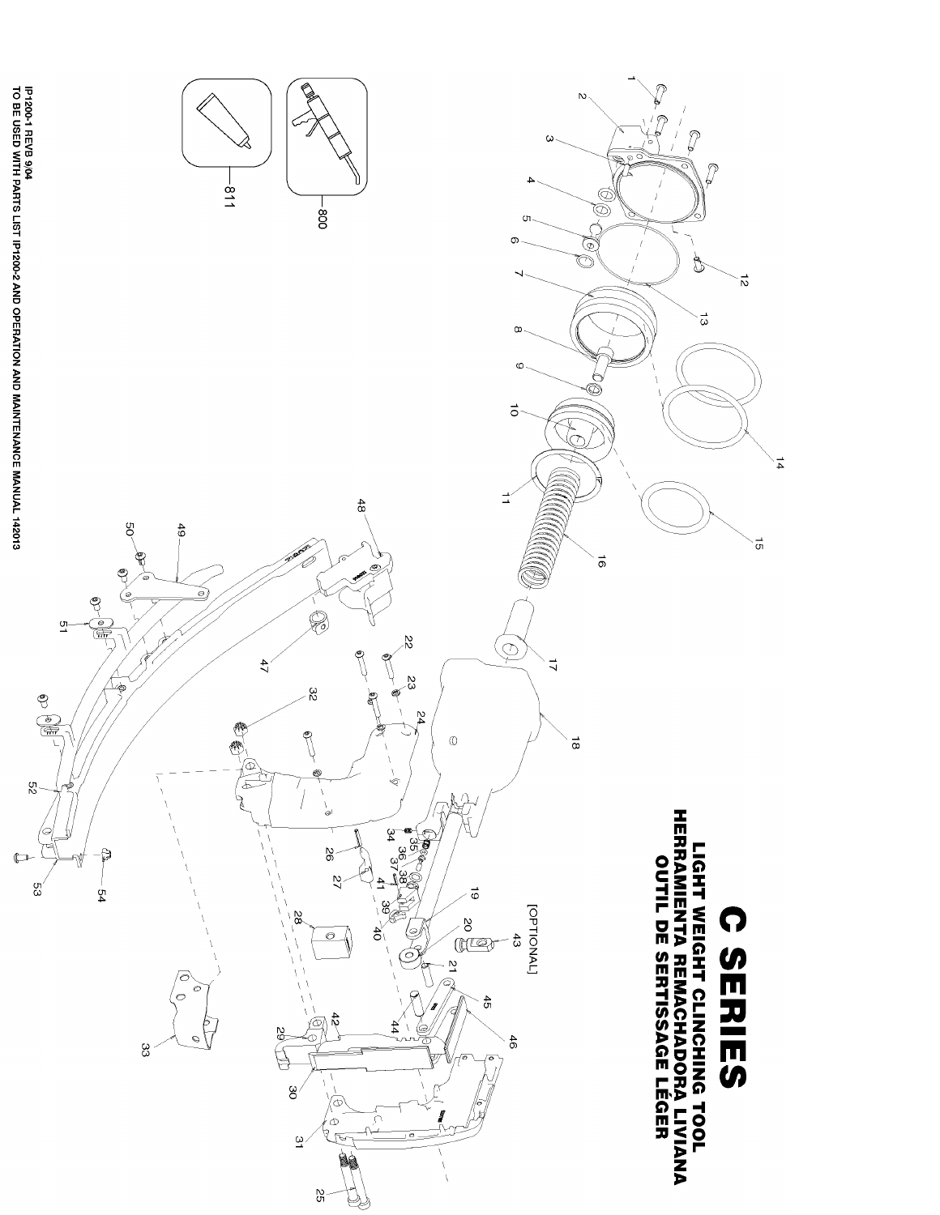# C SERIES

## LIGHT WEIGHT CLINCHING TOOL
## HERRAMIENTA REMACHADORA LIVIANA
## OUTIL DE SERTISSAGE LÉGER

[OPTIONAL]

1 2 3 4 5 6 7 8 9 10 11 12 13 14 15 16 17 18 19 20 21 22 23 24 25 26 27 28 29 30 31 32 33 34 35 36 37 38 39 40 41 42 43 44 45 46 47 48 49 50 51 52 53 54 800 811

IP1200-1 REVB 9/04
TO BE USED WITH PARTS LIST IP1200-2 AND OPERATION AND MAINTENANCE MANUAL 142013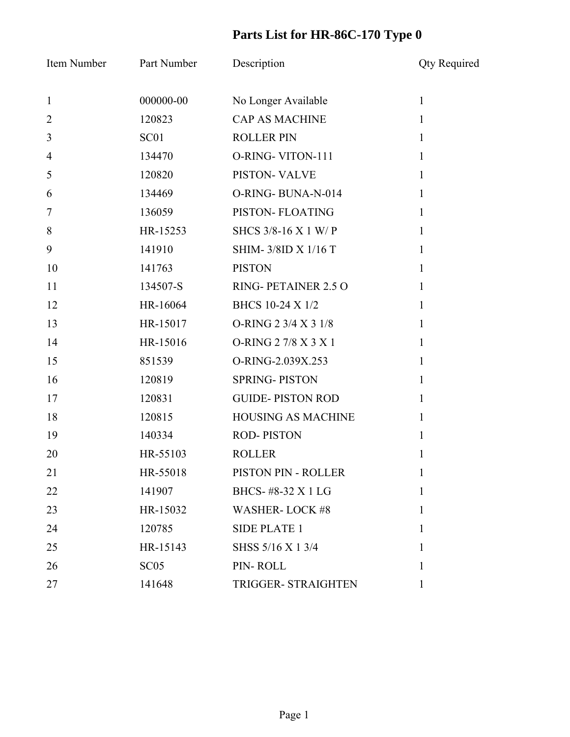# Parts List for HR-86C-170 Type 0

| Item Number | Part Number | Description | Qty Required |
| --- | --- | --- | --- |
| 1 | 000000-00 | No Longer Available | 1 |
| 2 | 120823 | CAP AS MACHINE | 1 |
| 3 | SC01 | ROLLER PIN | 1 |
| 4 | 134470 | O-RING- VITON-111 | 1 |
| 5 | 120820 | PISTON- VALVE | 1 |
| 6 | 134469 | O-RING- BUNA-N-014 | 1 |
| 7 | 136059 | PISTON- FLOATING | 1 |
| 8 | HR-15253 | SHCS 3/8-16 X 1 W/ P | 1 |
| 9 | 141910 | SHIM- 3/8ID X 1/16 T | 1 |
| 10 | 141763 | PISTON | 1 |
| 11 | 134507-S | RING- PETAINER 2.5 O | 1 |
| 12 | HR-16064 | BHCS 10-24 X 1/2 | 1 |
| 13 | HR-15017 | O-RING 2 3/4 X 3 1/8 | 1 |
| 14 | HR-15016 | O-RING 2 7/8 X 3 X 1 | 1 |
| 15 | 851539 | O-RING-2.039X.253 | 1 |
| 16 | 120819 | SPRING- PISTON | 1 |
| 17 | 120831 | GUIDE- PISTON ROD | 1 |
| 18 | 120815 | HOUSING AS MACHINE | 1 |
| 19 | 140334 | ROD- PISTON | 1 |
| 20 | HR-55103 | ROLLER | 1 |
| 21 | HR-55018 | PISTON PIN - ROLLER | 1 |
| 22 | 141907 | BHCS- #8-32 X 1 LG | 1 |
| 23 | HR-15032 | WASHER- LOCK #8 | 1 |
| 24 | 120785 | SIDE PLATE 1 | 1 |
| 25 | HR-15143 | SHSS 5/16 X 1 3/4 | 1 |
| 26 | SC05 | PIN- ROLL | 1 |
| 27 | 141648 | TRIGGER- STRAIGHTEN | 1 |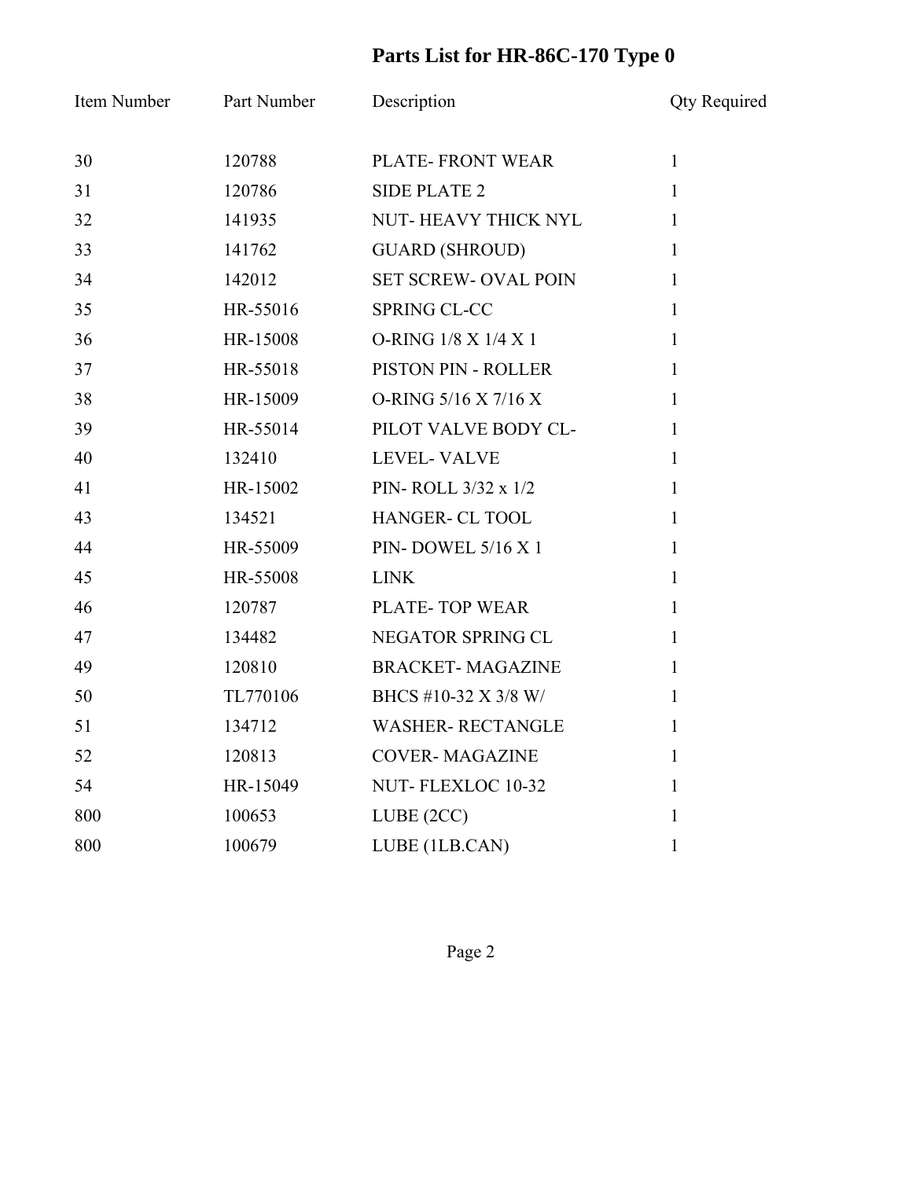# Parts List for HR-86C-170 Type 0

| Item Number | Part Number | Description | Qty Required |
|---|---|---|---|
| 30 | 120788 | PLATE- FRONT WEAR | 1 |
| 31 | 120786 | SIDE PLATE 2 | 1 |
| 32 | 141935 | NUT- HEAVY THICK NYL | 1 |
| 33 | 141762 | GUARD (SHROUD) | 1 |
| 34 | 142012 | SET SCREW- OVAL POIN | 1 |
| 35 | HR-55016 | SPRING CL-CC | 1 |
| 36 | HR-15008 | O-RING 1/8 X 1/4 X 1 | 1 |
| 37 | HR-55018 | PISTON PIN - ROLLER | 1 |
| 38 | HR-15009 | O-RING 5/16 X 7/16 X | 1 |
| 39 | HR-55014 | PILOT VALVE BODY CL- | 1 |
| 40 | 132410 | LEVEL- VALVE | 1 |
| 41 | HR-15002 | PIN- ROLL 3/32 x 1/2 | 1 |
| 43 | 134521 | HANGER- CL TOOL | 1 |
| 44 | HR-55009 | PIN- DOWEL 5/16 X 1 | 1 |
| 45 | HR-55008 | LINK | 1 |
| 46 | 120787 | PLATE- TOP WEAR | 1 |
| 47 | 134482 | NEGATOR SPRING CL | 1 |
| 49 | 120810 | BRACKET- MAGAZINE | 1 |
| 50 | TL770106 | BHCS #10-32 X 3/8 W/ | 1 |
| 51 | 134712 | WASHER- RECTANGLE | 1 |
| 52 | 120813 | COVER- MAGAZINE | 1 |
| 54 | HR-15049 | NUT- FLEXLOC 10-32 | 1 |
| 800 | 100653 | LUBE (2CC) | 1 |
| 800 | 100679 | LUBE (1LB.CAN) | 1 |